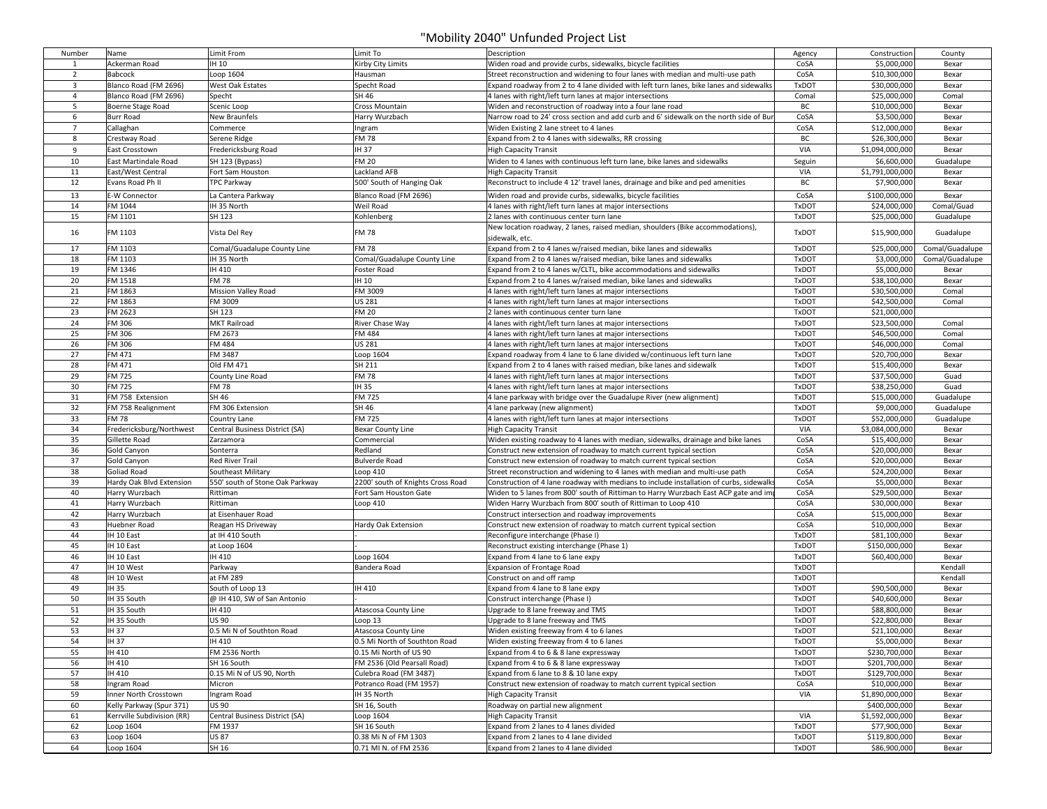# "Mobility 2040" Unfunded Project List

| Number | Name | Limit From | Limit To | Description | Agency | Construction | County |
|---|---|---|---|---|---|---|---|
| 1 | Ackerman Road | IH 10 | Kirby City Limits | Widen road and provide curbs, sidewalks, bicycle facilities | CoSA | $5,000,000 | Bexar |
| 2 | Babcock | Loop 1604 | Hausman | Street reconstruction and widening to four lanes with median and multi-use path | CoSA | $10,300,000 | Bexar |
| 3 | Blanco Road (FM 2696) | West Oak Estates | Specht Road | Expand roadway from 2 to 4 lane divided with left turn lanes, bike lanes and sidewalks | TxDOT | $30,000,000 | Bexar |
| 4 | Blanco Road (FM 2696) | Specht | SH 46 | 4 lanes with right/left turn lanes at major intersections | Comal | $25,000,000 | Comal |
| 5 | Boerne Stage Road | Scenic Loop | Cross Mountain | Widen and reconstruction of roadway into a four lane road | BC | $10,000,000 | Bexar |
| 6 | Burr Road | New Braunfels | Harry Wurzbach | Narrow road to 24' cross section and add curb and 6' sidewalk on the north side of Bur | CoSA | $3,500,000 | Bexar |
| 7 | Callaghan | Commerce | Ingram | Widen Existing 2 lane street to 4 lanes | CoSA | $12,000,000 | Bexar |
| 8 | Crestway Road | Serene Ridge | FM 78 | Expand from 2 to 4 lanes with sidewalks, RR crossing | BC | $26,300,000 | Bexar |
| 9 | East Crosstown | Fredericksburg Road | IH 37 | High Capacity Transit | VIA | $1,094,000,000 | Bexar |
| 10 | East Martindale Road | SH 123 (Bypass) | FM 20 | Widen to 4 lanes with continuous left turn lane, bike lanes and sidewalks | Seguin | $6,600,000 | Guadalupe |
| 11 | East/West Central | Fort Sam Houston | Lackland AFB | High Capacity Transit | VIA | $1,791,000,000 | Bexar |
| 12 | Evans Road Ph II | TPC Parkway | 500' South of Hanging Oak | Reconstruct to include 4 12' travel lanes, drainage and bike and ped amenities | BC | $7,900,000 | Bexar |
| 13 | E-W Connector | La Cantera Parkway | Blanco Road (FM 2696) | Widen road and provide curbs, sidewalks, bicycle facilities | CoSA | $100,000,000 | Bexar |
| 14 | FM 1044 | IH 35 North | Weil Road | 4 lanes with right/left turn lanes at major intersections | TxDOT | $24,000,000 | Comal/Guad |
| 15 | FM 1101 | SH 123 | Kohlenberg | 2 lanes with continuous center turn lane | TxDOT | $25,000,000 | Guadalupe |
| 16 | FM 1103 | Vista Del Rey | FM 78 | New location roadway, 2 lanes, raised median, shoulders (Bike accommodations), sidewalk, etc. | TxDOT | $15,900,000 | Guadalupe |
| 17 | FM 1103 | Comal/Guadalupe County Line | FM 78 | Expand from 2 to 4 lanes w/raised median, bike lanes and sidewalks | TxDOT | $25,000,000 | Comal/Guadalupe |
| 18 | FM 1103 | IH 35 North | Comal/Guadalupe County Line | Expand from 2 to 4 lanes w/raised median, bike lanes and sidewalks | TxDOT | $3,000,000 | Comal/Guadalupe |
| 19 | FM 1346 | IH 410 | Foster Road | Expand from 2 to 4 lanes w/CLTL, bike accommodations and sidewalks | TxDOT | $5,000,000 | Bexar |
| 20 | FM 1518 | FM 78 | IH 10 | Expand from 2 to 4 lanes w/raised median, bike lanes and sidewalks | TxDOT | $38,100,000 | Bexar |
| 21 | FM 1863 | Mission Valley Road | FM 3009 | 4 lanes with right/left turn lanes at major intersections | TxDOT | $30,500,000 | Comal |
| 22 | FM 1863 | FM 3009 | US 281 | 4 lanes with right/left turn lanes at major intersections | TxDOT | $42,500,000 | Comal |
| 23 | FM 2623 | SH 123 | FM 20 | 2 lanes with continuous center turn lane | TxDOT | $21,000,000 | |
| 24 | FM 306 | MKT Railroad | River Chase Way | 4 lanes with right/left turn lanes at major intersections | TxDOT | $23,500,000 | Comal |
| 25 | FM 306 | FM 2673 | FM 484 | 4 lanes with right/left turn lanes at major intersections | TxDOT | $46,500,000 | Comal |
| 26 | FM 306 | FM 484 | US 281 | 4 lanes with right/left turn lanes at major intersections | TxDOT | $46,000,000 | Comal |
| 27 | FM 471 | FM 3487 | Loop 1604 | Expand roadway from 4 lane to 6 lane divided w/continuous left turn lane | TxDOT | $20,700,000 | Bexar |
| 28 | FM 471 | Old FM 471 | SH 211 | Expand from 2 to 4 lanes with raised median, bike lanes and sidewalk | TxDOT | $15,400,000 | Bexar |
| 29 | FM 725 | County Line Road | FM 78 | 4 lanes with right/left turn lanes at major intersections | TxDOT | $37,500,000 | Guad |
| 30 | FM 725 | FM 78 | IH 35 | 4 lanes with right/left turn lanes at major intersections | TxDOT | $38,250,000 | Guad |
| 31 | FM 758 Extension | SH 46 | FM 725 | 4 lane parkway with bridge over the Guadalupe River (new alignment) | TxDOT | $15,000,000 | Guadalupe |
| 32 | FM 758 Realignment | FM 306 Extension | SH 46 | 4 lane parkway (new alignment) | TxDOT | $9,000,000 | Guadalupe |
| 33 | FM 78 | Country Lane | FM 725 | 4 lanes with right/left turn lanes at major intersections | TxDOT | $52,000,000 | Guadalupe |
| 34 | Fredericksburg/Northwest | Central Business District (SA) | Bexar County Line | High Capacity Transit | VIA | $3,084,000,000 | Bexar |
| 35 | Gillette Road | Zarzamora | Commercial | Widen existing roadway to 4 lanes with median, sidewalks, drainage and bike lanes | CoSA | $15,400,000 | Bexar |
| 36 | Gold Canyon | Sonterra | Redland | Construct new extension of roadway to match current typical section | CoSA | $20,000,000 | Bexar |
| 37 | Gold Canyon | Red River Trail | Bulverde Road | Construct new extension of roadway to match current typical section | CoSA | $20,000,000 | Bexar |
| 38 | Goliad Road | Southeast Military | Loop 410 | Street reconstruction and widening to 4 lanes with median and multi-use path | CoSA | $24,200,000 | Bexar |
| 39 | Hardy Oak Blvd Extension | 550' south of Stone Oak Parkway | 2200' south of Knights Cross Road | Construction of 4 lane roadway with medians to include installation of curbs, sidewalks | CoSA | $5,000,000 | Bexar |
| 40 | Harry Wurzbach | Rittiman | Fort Sam Houston Gate | Widen to 5 lanes from 800' south of Rittiman to Harry Wurzbach East ACP gate and im | CoSA | $29,500,000 | Bexar |
| 41 | Harry Wurzbach | Rittiman | Loop 410 | Widen Harry Wurzbach from 800' south of Rittiman to Loop 410 | CoSA | $30,000,000 | Bexar |
| 42 | Harry Wurzbach | at Eisenhauer Road | | Construct intersection and roadway improvements | CoSA | $15,000,000 | Bexar |
| 43 | Huebner Road | Reagan HS Driveway | Hardy Oak Extension | Construct new extension of roadway to match current typical section | CoSA | $10,000,000 | Bexar |
| 44 | IH 10 East | at IH 410 South | - | Reconfigure interchange (Phase I) | TxDOT | $81,100,000 | Bexar |
| 45 | IH 10 East | at Loop 1604 | - | Reconstruct existing interchange (Phase 1) | TxDOT | $150,000,000 | Bexar |
| 46 | IH 10 East | IH 410 | Loop 1604 | Expand from 4 lane to 6 lane expy | TxDOT | $60,400,000 | Bexar |
| 47 | IH 10 West | Parkway | Bandera Road | Expansion of Frontage Road | TxDOT | | Kendall |
| 48 | IH 10 West | at FM 289 | | Construct on and off ramp | TxDOT | | Kendall |
| 49 | IH 35 | South of Loop 13 | IH 410 | Expand from 4 lane to 8 lane expy | TxDOT | $90,500,000 | Bexar |
| 50 | IH 35 South | @ IH 410, SW of San Antonio | - | Construct interchange (Phase I) | TxDOT | $40,600,000 | Bexar |
| 51 | IH 35 South | IH 410 | Atascosa County Line | Upgrade to 8 lane freeway and TMS | TxDOT | $88,800,000 | Bexar |
| 52 | IH 35 South | US 90 | Loop 13 | Upgrade to 8 lane freeway and TMS | TxDOT | $22,800,000 | Bexar |
| 53 | IH 37 | 0.5 Mi N of Southton Road | Atascosa County Line | Widen existing freeway from 4 to 6 lanes | TxDOT | $21,100,000 | Bexar |
| 54 | IH 37 | IH 410 | 0.5 Mi North of Southton Road | Widen existing freeway from 4 to 6 lanes | TxDOT | $5,000,000 | Bexar |
| 55 | IH 410 | FM 2536 North | 0.15 Mi North of US 90 | Expand from 4 to 6 & 8 lane expressway | TxDOT | $230,700,000 | Bexar |
| 56 | IH 410 | SH 16 South | FM 2536 (Old Pearsall Road) | Expand from 4 to 6 & 8 lane expressway | TxDOT | $201,700,000 | Bexar |
| 57 | IH 410 | 0.15 Mi N of US 90, North | Culebra Road (FM 3487) | Expand from 6 lane to 8 & 10 lane expy | TxDOT | $129,700,000 | Bexar |
| 58 | Ingram Road | Micron | Potranco Road (FM 1957) | Construct new extension of roadway to match current typical section | CoSA | $10,000,000 | Bexar |
| 59 | Inner North Crosstown | Ingram Road | IH 35 North | High Capacity Transit | VIA | $1,890,000,000 | Bexar |
| 60 | Kelly Parkway (Spur 371) | US 90 | SH 16, South | Roadway on partial new alignment | | $400,000,000 | Bexar |
| 61 | Kerrville Subdivision (RR) | Central Business District (SA) | Loop 1604 | High Capacity Transit | VIA | $1,592,000,000 | Bexar |
| 62 | Loop 1604 | FM 1937 | SH 16 South | Expand from 2 lanes to 4 lanes divided | TxDOT | $77,900,000 | Bexar |
| 63 | Loop 1604 | US 87 | 0.38 Mi N of FM 1303 | Expand from 2 lanes to 4 lane divided | TxDOT | $119,800,000 | Bexar |
| 64 | Loop 1604 | SH 16 | 0.71 MI N. of FM 2536 | Expand from 2 lanes to 4 lane divided | TxDOT | $86,900,000 | Bexar |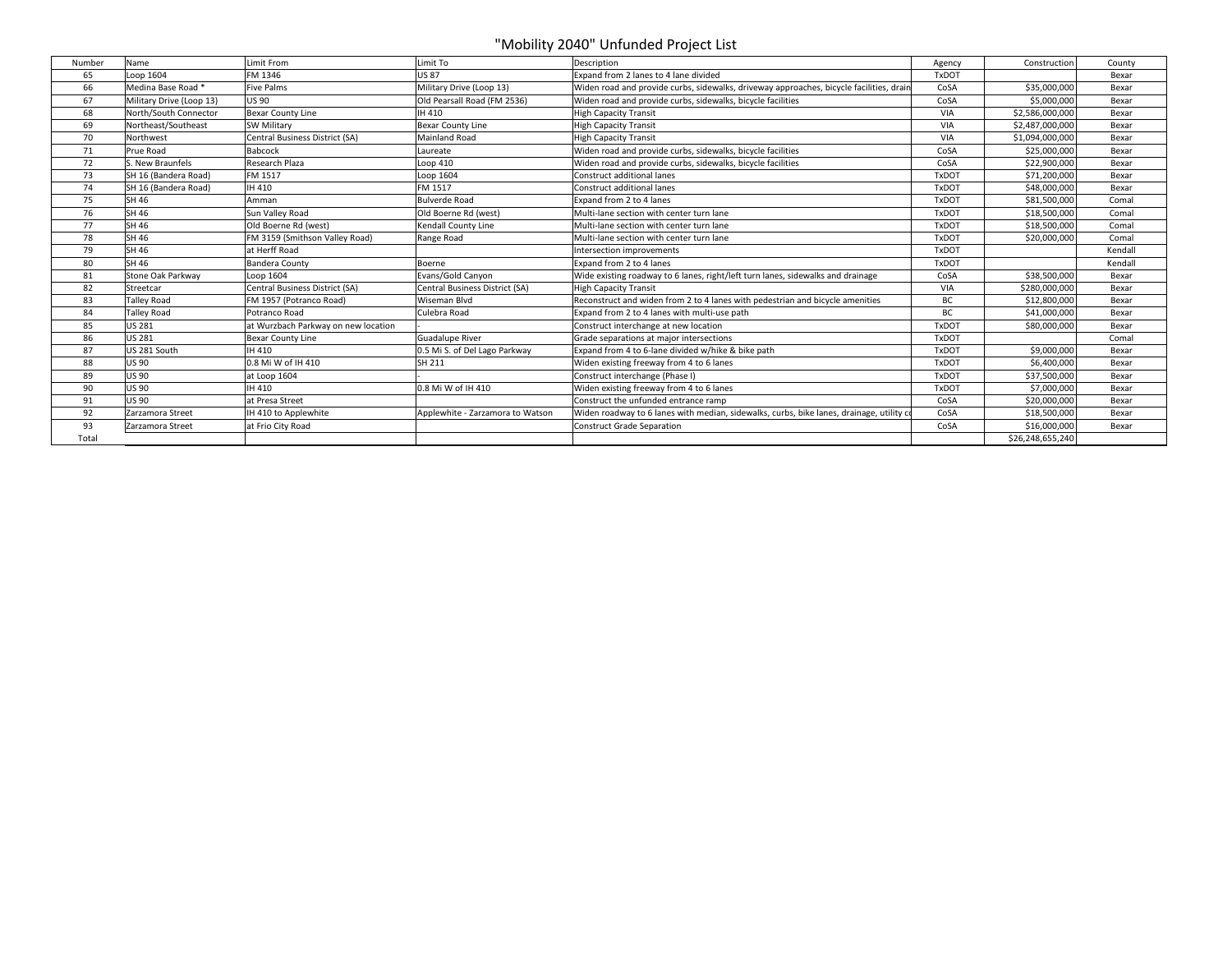# "Mobility 2040" Unfunded Project List

| Number | Name | Limit From | Limit To | Description | Agency | Construction | County |
|---|---|---|---|---|---|---|---|
| 65 | Loop 1604 | FM 1346 | US 87 | Expand from 2 lanes to 4 lane divided | TxDOT | | Bexar |
| 66 | Medina Base Road * | Five Palms | Military Drive (Loop 13) | Widen road and provide curbs, sidewalks, driveway approaches, bicycle facilities, drain | CoSA | $35,000,000 | Bexar |
| 67 | Military Drive (Loop 13) | US 90 | Old Pearsall Road (FM 2536) | Widen road and provide curbs, sidewalks, bicycle facilities | CoSA | $5,000,000 | Bexar |
| 68 | North/South Connector | Bexar County Line | IH 410 | High Capacity Transit | VIA | $2,586,000,000 | Bexar |
| 69 | Northeast/Southeast | SW Military | Bexar County Line | High Capacity Transit | VIA | $2,487,000,000 | Bexar |
| 70 | Northwest | Central Business District (SA) | Mainland Road | High Capacity Transit | VIA | $1,094,000,000 | Bexar |
| 71 | Prue Road | Babcock | Laureate | Widen road and provide curbs, sidewalks, bicycle facilities | CoSA | $25,000,000 | Bexar |
| 72 | S. New Braunfels | Research Plaza | Loop 410 | Widen road and provide curbs, sidewalks, bicycle facilities | CoSA | $22,900,000 | Bexar |
| 73 | SH 16 (Bandera Road) | FM 1517 | Loop 1604 | Construct additional lanes | TxDOT | $71,200,000 | Bexar |
| 74 | SH 16 (Bandera Road) | IH 410 | FM 1517 | Construct additional lanes | TxDOT | $48,000,000 | Bexar |
| 75 | SH 46 | Amman | Bulverde Road | Expand from 2 to 4 lanes | TxDOT | $81,500,000 | Comal |
| 76 | SH 46 | Sun Valley Road | Old Boerne Rd (west) | Multi-lane section with center turn lane | TxDOT | $18,500,000 | Comal |
| 77 | SH 46 | Old Boerne Rd (west) | Kendall County Line | Multi-lane section with center turn lane | TxDOT | $18,500,000 | Comal |
| 78 | SH 46 | FM 3159 (Smithson Valley Road) | Range Road | Multi-lane section with center turn lane | TxDOT | $20,000,000 | Comal |
| 79 | SH 46 | at Herff Road | | Intersection improvements | TxDOT | | Kendall |
| 80 | SH 46 | Bandera County | Boerne | Expand from 2 to 4 lanes | TxDOT | | Kendall |
| 81 | Stone Oak Parkway | Loop 1604 | Evans/Gold Canyon | Wide existing roadway to 6 lanes, right/left turn lanes, sidewalks and drainage | CoSA | $38,500,000 | Bexar |
| 82 | Streetcar | Central Business District (SA) | Central Business District (SA) | High Capacity Transit | VIA | $280,000,000 | Bexar |
| 83 | Talley Road | FM 1957 (Potranco Road) | Wiseman Blvd | Reconstruct and widen from 2 to 4 lanes with pedestrian and bicycle amenities | BC | $12,800,000 | Bexar |
| 84 | Talley Road | Potranco Road | Culebra Road | Expand from 2 to 4 lanes with multi-use path | BC | $41,000,000 | Bexar |
| 85 | US 281 | at Wurzbach Parkway on new location | - | Construct interchange at new location | TxDOT | $80,000,000 | Bexar |
| 86 | US 281 | Bexar County Line | Guadalupe River | Grade separations at major intersections | TxDOT | | Comal |
| 87 | US 281 South | IH 410 | 0.5 Mi S. of Del Lago Parkway | Expand from 4 to 6-lane divided w/hike & bike path | TxDOT | $9,000,000 | Bexar |
| 88 | US 90 | 0.8 Mi W of IH 410 | SH 211 | Widen existing freeway from 4 to 6 lanes | TxDOT | $6,400,000 | Bexar |
| 89 | US 90 | at Loop 1604 | - | Construct interchange (Phase I) | TxDOT | $37,500,000 | Bexar |
| 90 | US 90 | IH 410 | 0.8 Mi W of IH 410 | Widen existing freeway from 4 to 6 lanes | TxDOT | $7,000,000 | Bexar |
| 91 | US 90 | at Presa Street | | Construct the unfunded entrance ramp | CoSA | $20,000,000 | Bexar |
| 92 | Zarzamora Street | IH 410 to Applewhite | Applewhite - Zarzamora to Watson | Widen roadway to 6 lanes with median, sidewalks, curbs, bike lanes, drainage, utility co | CoSA | $18,500,000 | Bexar |
| 93 | Zarzamora Street | at Frio City Road | | Construct Grade Separation | CoSA | $16,000,000 | Bexar |
| Total | | | | | | $26,248,655,240 | |